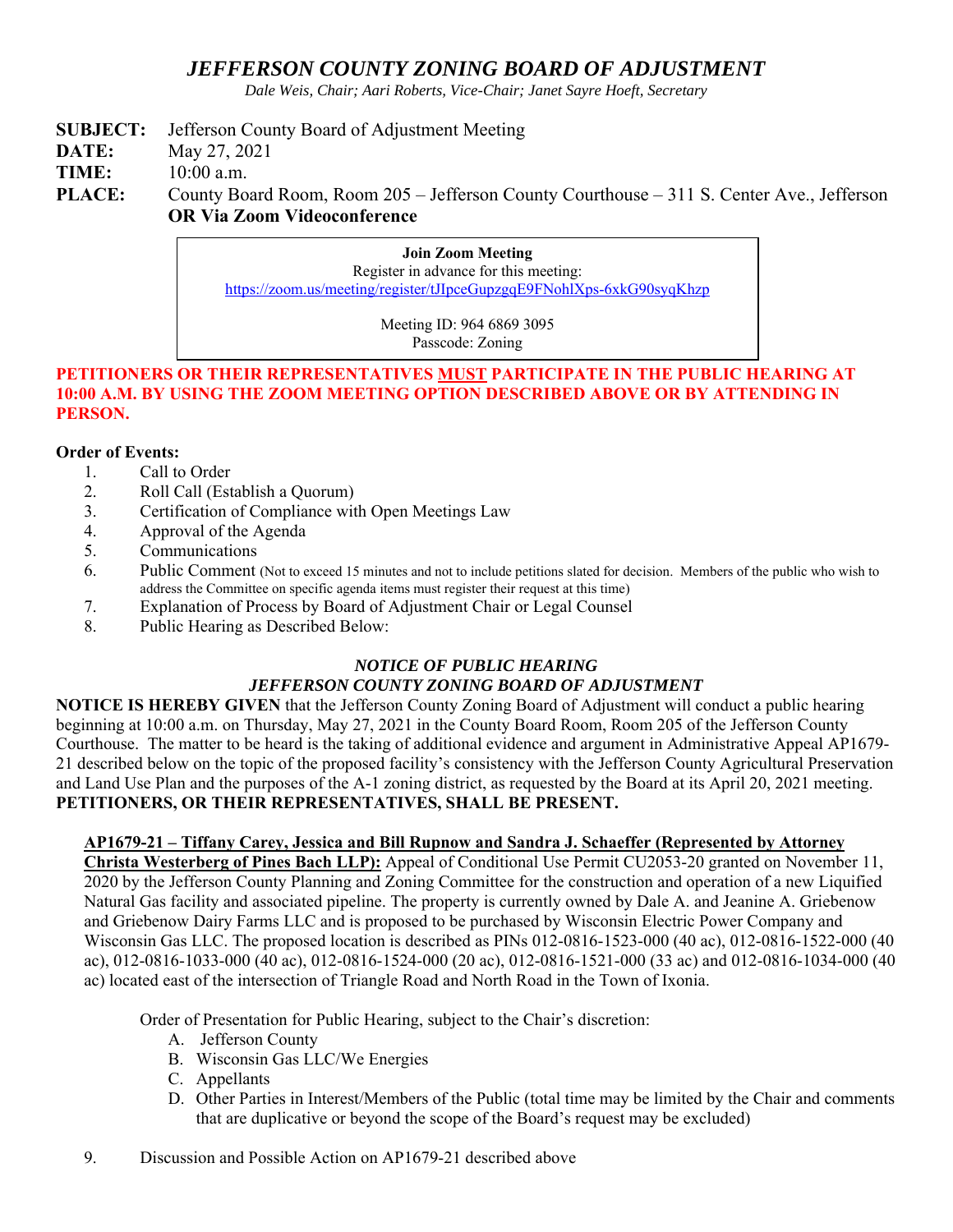# *JEFFERSON COUNTY ZONING BOARD OF ADJUSTMENT*

*Dale Weis, Chair; Aari Roberts, Vice-Chair; Janet Sayre Hoeft, Secretary*

**SUBJECT:** Jefferson County Board of Adjustment Meeting

**DATE:** May 27, 2021

**TIME:** 10:00 a.m.

**PLACE:** County Board Room, Room 205 – Jefferson County Courthouse – 311 S. Center Ave., Jefferson **OR Via Zoom Videoconference**

> **Join Zoom Meeting**
> Register in advance for this meeting:
> https://zoom.us/meeting/register/tJIpceGupzgqE9FNohlXps-6xkG90syqKhzp
>
> Meeting ID: 964 6869 3095
> Passcode: Zoning

**PETITIONERS OR THEIR REPRESENTATIVES MUST PARTICIPATE IN THE PUBLIC HEARING AT 10:00 A.M. BY USING THE ZOOM MEETING OPTION DESCRIBED ABOVE OR BY ATTENDING IN PERSON.**

**Order of Events:**

1. Call to Order
2. Roll Call (Establish a Quorum)
3. Certification of Compliance with Open Meetings Law
4. Approval of the Agenda
5. Communications
6. Public Comment (Not to exceed 15 minutes and not to include petitions slated for decision. Members of the public who wish to address the Committee on specific agenda items must register their request at this time)
7. Explanation of Process by Board of Adjustment Chair or Legal Counsel
8. Public Hearing as Described Below:

### *NOTICE OF PUBLIC HEARING*
### *JEFFERSON COUNTY ZONING BOARD OF ADJUSTMENT*

**NOTICE IS HEREBY GIVEN** that the Jefferson County Zoning Board of Adjustment will conduct a public hearing beginning at 10:00 a.m. on Thursday, May 27, 2021 in the County Board Room, Room 205 of the Jefferson County Courthouse. The matter to be heard is the taking of additional evidence and argument in Administrative Appeal AP1679-21 described below on the topic of the proposed facility's consistency with the Jefferson County Agricultural Preservation and Land Use Plan and the purposes of the A-1 zoning district, as requested by the Board at its April 20, 2021 meeting. **PETITIONERS, OR THEIR REPRESENTATIVES, SHALL BE PRESENT.**

**AP1679-21 – Tiffany Carey, Jessica and Bill Rupnow and Sandra J. Schaeffer (Represented by Attorney Christa Westerberg of Pines Bach LLP):** Appeal of Conditional Use Permit CU2053-20 granted on November 11, 2020 by the Jefferson County Planning and Zoning Committee for the construction and operation of a new Liquified Natural Gas facility and associated pipeline. The property is currently owned by Dale A. and Jeanine A. Griebenow and Griebenow Dairy Farms LLC and is proposed to be purchased by Wisconsin Electric Power Company and Wisconsin Gas LLC. The proposed location is described as PINs 012-0816-1523-000 (40 ac), 012-0816-1522-000 (40 ac), 012-0816-1033-000 (40 ac), 012-0816-1524-000 (20 ac), 012-0816-1521-000 (33 ac) and 012-0816-1034-000 (40 ac) located east of the intersection of Triangle Road and North Road in the Town of Ixonia.

Order of Presentation for Public Hearing, subject to the Chair's discretion:

A. Jefferson County
B. Wisconsin Gas LLC/We Energies
C. Appellants
D. Other Parties in Interest/Members of the Public (total time may be limited by the Chair and comments that are duplicative or beyond the scope of the Board's request may be excluded)

9. Discussion and Possible Action on AP1679-21 described above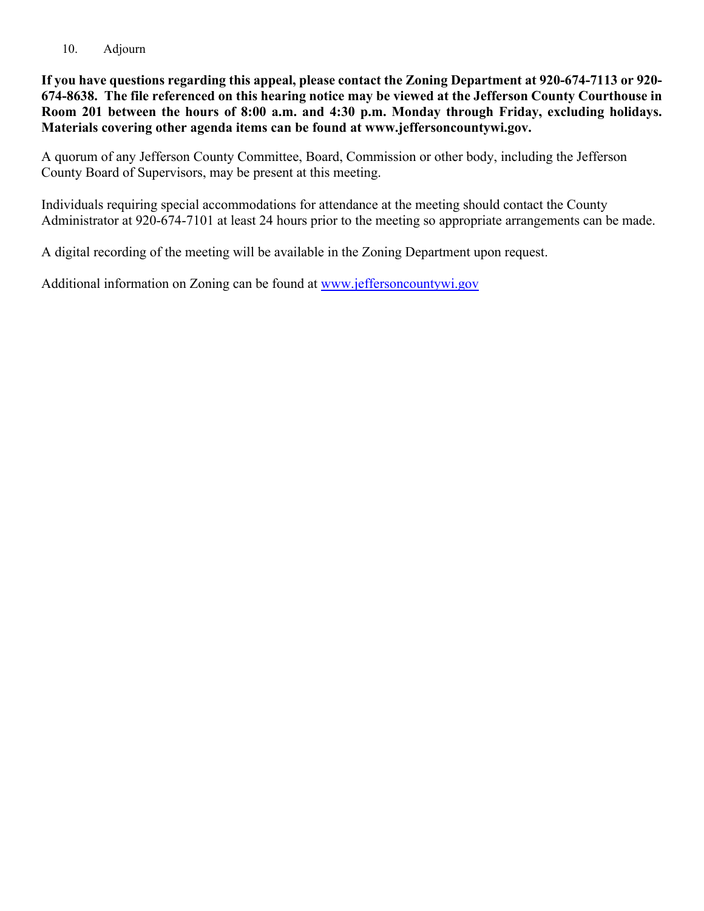10. Adjourn

**If you have questions regarding this appeal, please contact the Zoning Department at 920-674-7113 or 920-674-8638. The file referenced on this hearing notice may be viewed at the Jefferson County Courthouse in Room 201 between the hours of 8:00 a.m. and 4:30 p.m. Monday through Friday, excluding holidays. Materials covering other agenda items can be found at www.jeffersoncountywi.gov.**

A quorum of any Jefferson County Committee, Board, Commission or other body, including the Jefferson County Board of Supervisors, may be present at this meeting.

Individuals requiring special accommodations for attendance at the meeting should contact the County Administrator at 920-674-7101 at least 24 hours prior to the meeting so appropriate arrangements can be made.

A digital recording of the meeting will be available in the Zoning Department upon request.

Additional information on Zoning can be found at [www.jeffersoncountywi.gov](http://www.jeffersoncountywi.gov)